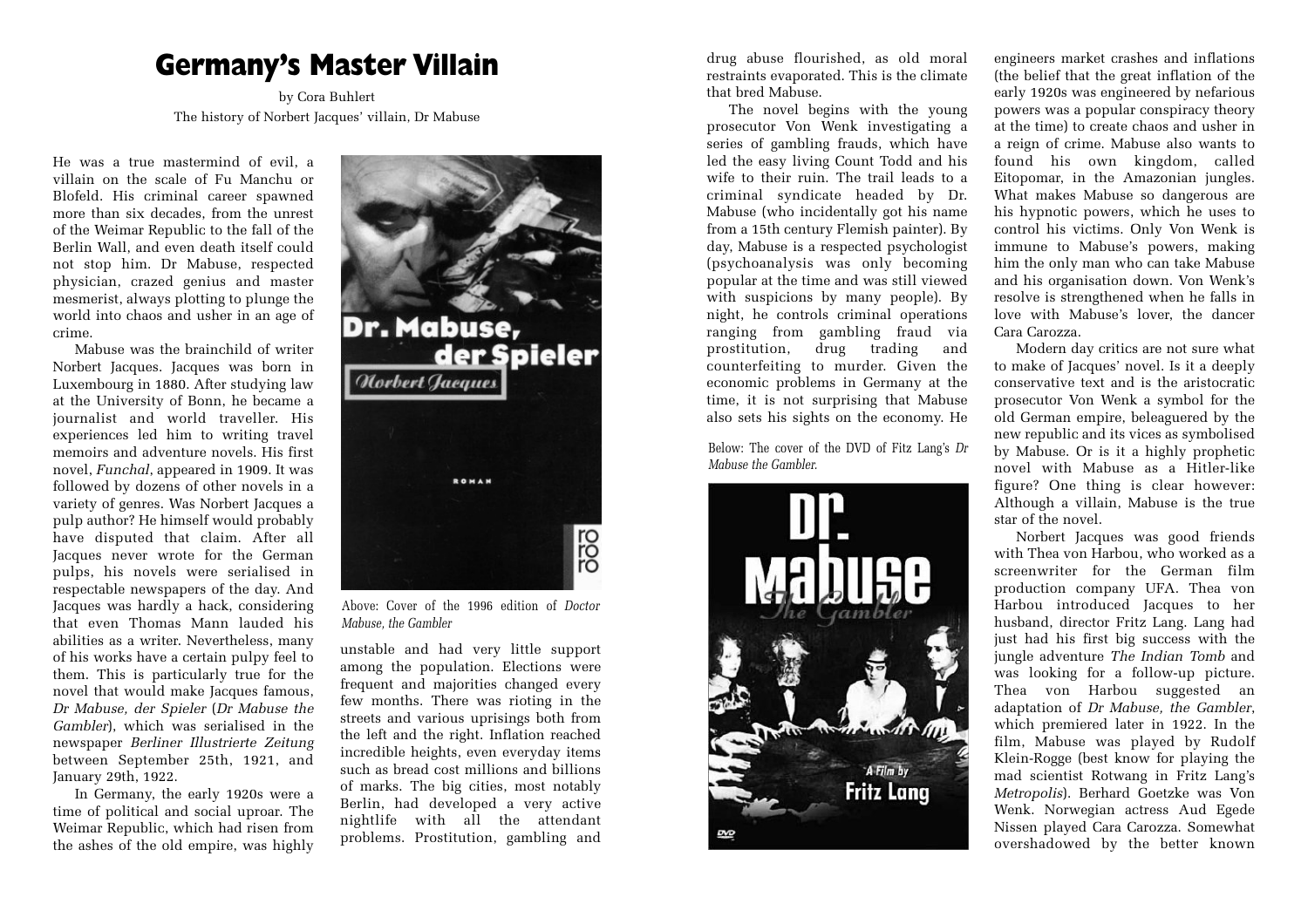# Germany's Master Villain

by Cora Buhlert

The history of Norbert Jacques' villain, Dr Mabuse

He was a true mastermind of evil, a villain on the scale of Fu Manchu or Blofeld. His criminal career spawned more than six decades, from the unrest of the Weimar Republic to the fall of the Berlin Wall, and even death itself could not stop him. Dr Mabuse, respected physician, crazed genius and master mesmerist, always plotting to plunge the world into chaos and usher in an age of crime.

Mabuse was the brainchild of writer Norbert Jacques. Jacques was born in Luxembourg in 1880. After studying law at the University of Bonn, he became a journalist and world traveller. His experiences led him to writing travel memoirs and adventure novels. His first novel, *Funchal*, appeared in 1909. It was followed by dozens of other novels in a variety of genres. Was Norbert Jacques a pulp author? He himself would probably have disputed that claim. After all Jacques never wrote for the German pulps, his novels were serialised in respectable newspapers of the day. And Jacques was hardly a hack, considering that even Thomas Mann lauded his abilities as a writer. Nevertheless, many of his works have a certain pulpy feel to them. This is particularly true for the novel that would make Jacques famous, *Dr Mabuse, der Spieler* (*Dr Mabuse the Gambler*), which was serialised in the newspaper *Berliner Illustrierte Zeitung* between September 25th, 1921, and January 29th, 1922.

In Germany, the early 1920s were a time of political and social uproar. The Weimar Republic, which had risen from the ashes of the old empire, was highly unstable and had very little support among the population. Elections were frequent and majorities changed every few months. There was rioting in the streets and various uprisings both from the left and the right. Inflation reached incredible heights, even everyday items such as bread cost millions and billions of marks. The big cities, most notably Berlin, had developed a very active nightlife with all the attendant problems. Prostitution, gambling and drug abuse flourished, as old moral restraints evaporated. This is the climate that bred Mabuse.

Above: Cover of the 1996 edition of *Doctor Mabuse, the Gambler*

The novel begins with the young prosecutor Von Wenk investigating a series of gambling frauds, which have led the easy living Count Todd and his wife to their ruin. The trail leads to a criminal syndicate headed by Dr. Mabuse (who incidentally got his name from a 15th century Flemish painter). By day, Mabuse is a respected psychologist (psychoanalysis was only becoming popular at the time and was still viewed with suspicions by many people). By night, he controls criminal operations ranging from gambling fraud via prostitution, drug trading and counterfeiting to murder. Given the economic problems in Germany at the time, it is not surprising that Mabuse also sets his sights on the economy. He engineers market crashes and inflations (the belief that the great inflation of the early 1920s was engineered by nefarious powers was a popular conspiracy theory at the time) to create chaos and usher in a reign of crime. Mabuse also wants to found his own kingdom, called Eitopomar, in the Amazonian jungles. What makes Mabuse so dangerous are his hypnotic powers, which he uses to control his victims. Only Von Wenk is immune to Mabuse's powers, making him the only man who can take Mabuse and his organisation down. Von Wenk's resolve is strengthened when he falls in love with Mabuse's lover, the dancer Cara Carozza.

Below: The cover of the DVD of Fitz Lang's *Dr Mabuse the Gambler.*

Modern day critics are not sure what to make of Jacques' novel. Is it a deeply conservative text and is the aristocratic prosecutor Von Wenk a symbol for the old German empire, beleaguered by the new republic and its vices as symbolised by Mabuse. Or is it a highly prophetic novel with Mabuse as a Hitler-like figure? One thing is clear however: Although a villain, Mabuse is the true star of the novel.

Norbert Jacques was good friends with Thea von Harbou, who worked as a screenwriter for the German film production company UFA. Thea von Harbou introduced Jacques to her husband, director Fritz Lang. Lang had just had his first big success with the jungle adventure *The Indian Tomb* and was looking for a follow-up picture. Thea von Harbou suggested an adaptation of *Dr Mabuse, the Gambler*, which premiered later in 1922. In the film, Mabuse was played by Rudolf Klein-Rogge (best know for playing the mad scientist Rotwang in Fritz Lang's *Metropolis*). Berhard Goetzke was Von Wenk. Norwegian actress Aud Egede Nissen played Cara Carozza. Somewhat overshadowed by the better known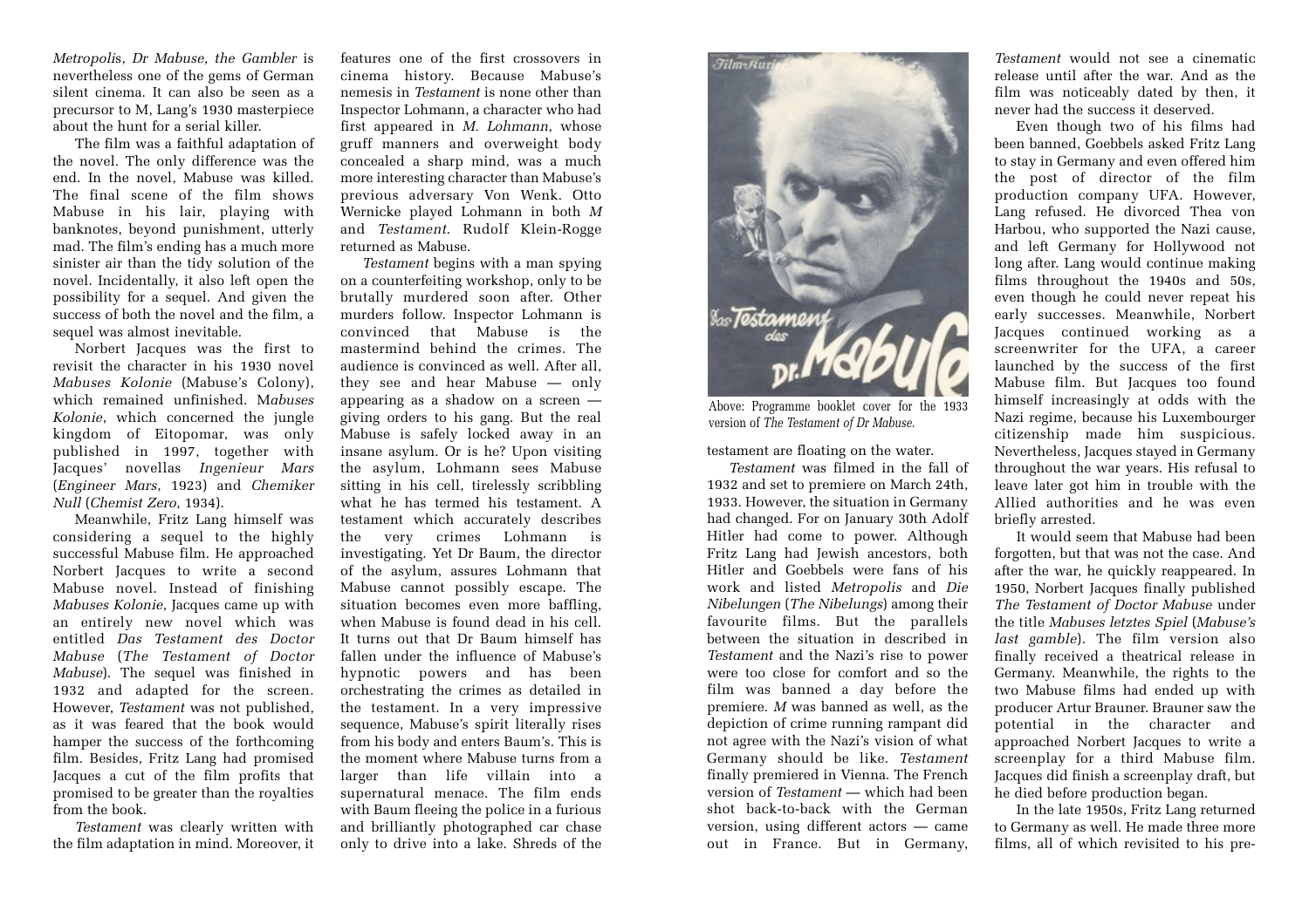*Metropolis*, *Dr Mabuse, the Gambler* is nevertheless one of the gems of German silent cinema. It can also be seen as a precursor to M, Lang's 1930 masterpiece about the hunt for a serial killer.

The film was a faithful adaptation of the novel. The only difference was the end. In the novel, Mabuse was killed. The final scene of the film shows Mabuse in his lair, playing with banknotes, beyond punishment, utterly mad. The film's ending has a much more sinister air than the tidy solution of the novel. Incidentally, it also left open the possibility for a sequel. And given the success of both the novel and the film, a sequel was almost inevitable.

Norbert Jacques was the first to revisit the character in his 1930 novel *Mabuses Kolonie* (Mabuse's Colony), which remained unfinished. *Mabuses Kolonie*, which concerned the jungle kingdom of Eitopomar, was only published in 1997, together with Jacques' novellas *Ingenieur Mars* (*Engineer Mars*, 1923) and *Chemiker Null* (*Chemist Zero*, 1934).

Meanwhile, Fritz Lang himself was considering a sequel to the highly successful Mabuse film. He approached Norbert Jacques to write a second Mabuse novel. Instead of finishing *Mabuses Kolonie*, Jacques came up with an entirely new novel which was entitled *Das Testament des Doctor Mabuse* (*The Testament of Doctor Mabuse*). The sequel was finished in 1932 and adapted for the screen. However, *Testament* was not published, as it was feared that the book would hamper the success of the forthcoming film. Besides, Fritz Lang had promised Jacques a cut of the film profits that promised to be greater than the royalties from the book.

*Testament* was clearly written with the film adaptation in mind. Moreover, it features one of the first crossovers in cinema history. Because Mabuse's nemesis in *Testament* is none other than Inspector Lohmann, a character who had first appeared in *M. Lohmann*, whose gruff manners and overweight body concealed a sharp mind, was a much more interesting character than Mabuse's previous adversary Von Wenk. Otto Wernicke played Lohmann in both *M* and *Testament*. Rudolf Klein-Rogge returned as Mabuse.

*Testament* begins with a man spying on a counterfeiting workshop, only to be brutally murdered soon after. Other murders follow. Inspector Lohmann is convinced that Mabuse is the mastermind behind the crimes. The audience is convinced as well. After all, they see and hear Mabuse — only appearing as a shadow on a screen — giving orders to his gang. But the real Mabuse is safely locked away in an insane asylum. Or is he? Upon visiting the asylum, Lohmann sees Mabuse sitting in his cell, tirelessly scribbling what he has termed his testament. A testament which accurately describes the very crimes Lohmann is investigating. Yet Dr Baum, the director of the asylum, assures Lohmann that Mabuse cannot possibly escape. The situation becomes even more baffling, when Mabuse is found dead in his cell. It turns out that Dr Baum himself has fallen under the influence of Mabuse's hypnotic powers and has been orchestrating the crimes as detailed in the testament. In a very impressive sequence, Mabuse's spirit literally rises from his body and enters Baum's. This is the moment where Mabuse turns from a larger than life villain into a supernatural menace. The film ends with Baum fleeing the police in a furious and brilliantly photographed car chase only to drive into a lake. Shreds of the testament are floating on the water.

Above: Programme booklet cover for the 1933 version of *The Testament of Dr Mabuse*.

*Testament* was filmed in the fall of 1932 and set to premiere on March 24th, 1933. However, the situation in Germany had changed. For on January 30th Adolf Hitler had come to power. Although Fritz Lang had Jewish ancestors, both Hitler and Goebbels were fans of his work and listed *Metropolis* and *Die Nibelungen* (*The Nibelungs*) among their favourite films. But the parallels between the situation in described in *Testament* and the Nazi's rise to power were too close for comfort and so the film was banned a day before the premiere. *M* was banned as well, as the depiction of crime running rampant did not agree with the Nazi's vision of what Germany should be like. *Testament* finally premiered in Vienna. The French version of *Testament* — which had been shot back-to-back with the German version, using different actors — came out in France. But in Germany, *Testament* would not see a cinematic release until after the war. And as the film was noticeably dated by then, it never had the success it deserved.

Even though two of his films had been banned, Goebbels asked Fritz Lang to stay in Germany and even offered him the post of director of the film production company UFA. However, Lang refused. He divorced Thea von Harbou, who supported the Nazi cause, and left Germany for Hollywood not long after. Lang would continue making films throughout the 1940s and 50s, even though he could never repeat his early successes. Meanwhile, Norbert Jacques continued working as a screenwriter for the UFA, a career launched by the success of the first Mabuse film. But Jacques too found himself increasingly at odds with the Nazi regime, because his Luxembourger citizenship made him suspicious. Nevertheless, Jacques stayed in Germany throughout the war years. His refusal to leave later got him in trouble with the Allied authorities and he was even briefly arrested.

It would seem that Mabuse had been forgotten, but that was not the case. And after the war, he quickly reappeared. In 1950, Norbert Jacques finally published *The Testament of Doctor Mabuse* under the title *Mabuses letztes Spiel* (*Mabuse's last gamble*). The film version also finally received a theatrical release in Germany. Meanwhile, the rights to the two Mabuse films had ended up with producer Artur Brauner. Brauner saw the potential in the character and approached Norbert Jacques to write a screenplay for a third Mabuse film. Jacques did finish a screenplay draft, but he died before production began.

In the late 1950s, Fritz Lang returned to Germany as well. He made three more films, all of which revisited to his pre-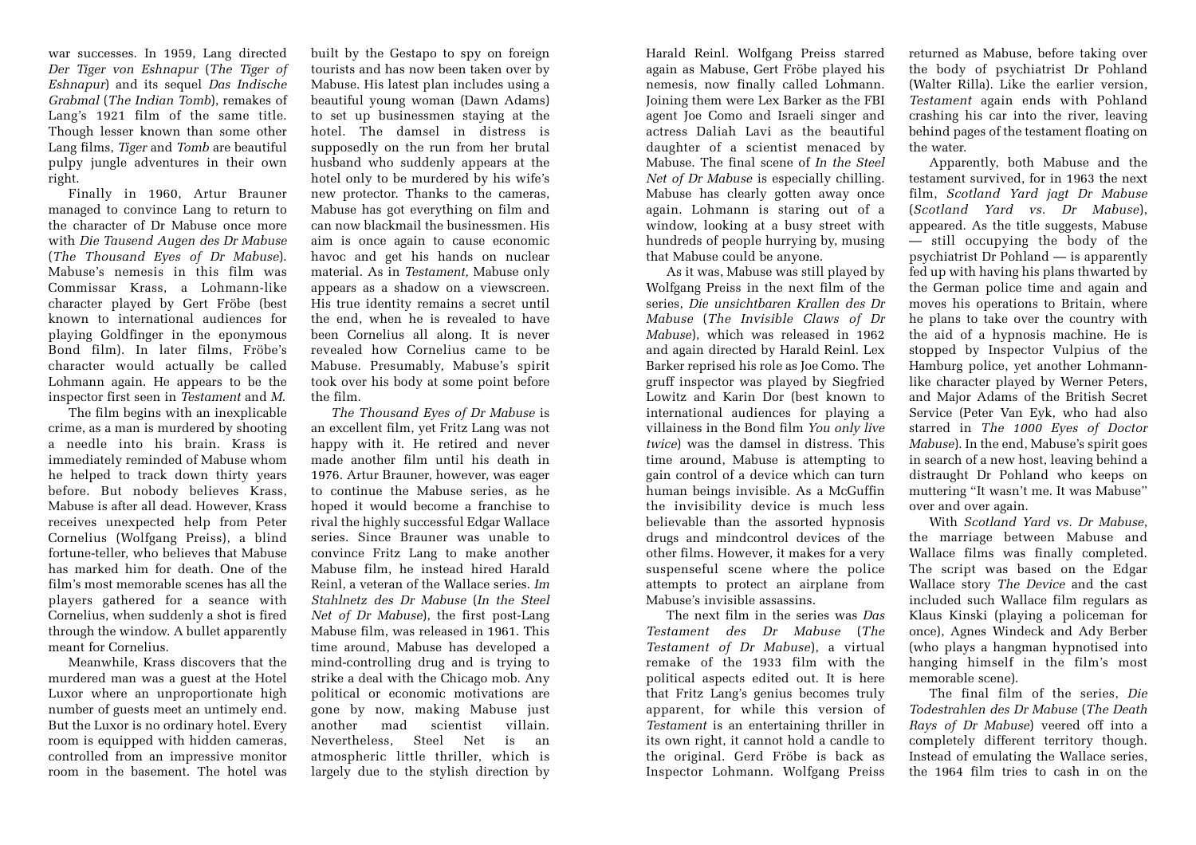war successes. In 1959, Lang directed *Der Tiger von Eshnapur* (*The Tiger of Eshnapur*) and its sequel *Das Indische Grabmal* (*The Indian Tomb*), remakes of Lang's 1921 film of the same title. Though lesser known than some other Lang films, *Tiger* and *Tomb* are beautiful pulpy jungle adventures in their own right.

Finally in 1960, Artur Brauner managed to convince Lang to return to the character of Dr Mabuse once more with *Die Tausend Augen des Dr Mabuse* (*The Thousand Eyes of Dr Mabuse*). Mabuse's nemesis in this film was Commissar Krass, a Lohmann-like character played by Gert Fröbe (best known to international audiences for playing Goldfinger in the eponymous Bond film). In later films, Fröbe's character would actually be called Lohmann again. He appears to be the inspector first seen in *Testament* and *M*.

The film begins with an inexplicable crime, as a man is murdered by shooting a needle into his brain. Krass is immediately reminded of Mabuse whom he helped to track down thirty years before. But nobody believes Krass, Mabuse is after all dead. However, Krass receives unexpected help from Peter Cornelius (Wolfgang Preiss), a blind fortune-teller, who believes that Mabuse has marked him for death. One of the film's most memorable scenes has all the players gathered for a seance with Cornelius, when suddenly a shot is fired through the window. A bullet apparently meant for Cornelius.

Meanwhile, Krass discovers that the murdered man was a guest at the Hotel Luxor where an unproportionate high number of guests meet an untimely end. But the Luxor is no ordinary hotel. Every room is equipped with hidden cameras, controlled from an impressive monitor room in the basement. The hotel was built by the Gestapo to spy on foreign tourists and has now been taken over by Mabuse. His latest plan includes using a beautiful young woman (Dawn Adams) to set up businessmen staying at the hotel. The damsel in distress is supposedly on the run from her brutal husband who suddenly appears at the hotel only to be murdered by his wife's new protector. Thanks to the cameras, Mabuse has got everything on film and can now blackmail the businessmen. His aim is once again to cause economic havoc and get his hands on nuclear material. As in *Testament,* Mabuse only appears as a shadow on a viewscreen. His true identity remains a secret until the end, when he is revealed to have been Cornelius all along. It is never revealed how Cornelius came to be Mabuse. Presumably, Mabuse's spirit took over his body at some point before the film.

*The Thousand Eyes of Dr Mabuse* is an excellent film, yet Fritz Lang was not happy with it. He retired and never made another film until his death in 1976. Artur Brauner, however, was eager to continue the Mabuse series, as he hoped it would become a franchise to rival the highly successful Edgar Wallace series. Since Brauner was unable to convince Fritz Lang to make another Mabuse film, he instead hired Harald Reinl, a veteran of the Wallace series. *Im Stahlnetz des Dr Mabuse* (*In the Steel Net of Dr Mabuse*), the first post-Lang Mabuse film, was released in 1961. This time around, Mabuse has developed a mind-controlling drug and is trying to strike a deal with the Chicago mob. Any political or economic motivations are gone by now, making Mabuse just another mad scientist villain. Nevertheless, Steel Net is an atmospheric little thriller, which is largely due to the stylish direction by Harald Reinl. Wolfgang Preiss starred again as Mabuse, Gert Fröbe played his nemesis, now finally called Lohmann. Joining them were Lex Barker as the FBI agent Joe Como and Israeli singer and actress Daliah Lavi as the beautiful daughter of a scientist menaced by Mabuse. The final scene of *In the Steel Net of Dr Mabuse* is especially chilling. Mabuse has clearly gotten away once again. Lohmann is staring out of a window, looking at a busy street with hundreds of people hurrying by, musing that Mabuse could be anyone.

As it was, Mabuse was still played by Wolfgang Preiss in the next film of the series, *Die unsichtbaren Krallen des Dr Mabuse* (*The Invisible Claws of Dr Mabuse*), which was released in 1962 and again directed by Harald Reinl. Lex Barker reprised his role as Joe Como. The gruff inspector was played by Siegfried Lowitz and Karin Dor (best known to international audiences for playing a villainess in the Bond film *You only live twice*) was the damsel in distress. This time around, Mabuse is attempting to gain control of a device which can turn human beings invisible. As a McGuffin the invisibility device is much less believable than the assorted hypnosis drugs and mindcontrol devices of the other films. However, it makes for a very suspenseful scene where the police attempts to protect an airplane from Mabuse's invisible assassins.

The next film in the series was *Das Testament des Dr Mabuse* (*The Testament of Dr Mabuse*), a virtual remake of the 1933 film with the political aspects edited out. It is here that Fritz Lang's genius becomes truly apparent, for while this version of *Testament* is an entertaining thriller in its own right, it cannot hold a candle to the original. Gerd Fröbe is back as Inspector Lohmann. Wolfgang Preiss returned as Mabuse, before taking over the body of psychiatrist Dr Pohland (Walter Rilla). Like the earlier version, *Testament* again ends with Pohland crashing his car into the river, leaving behind pages of the testament floating on the water.

Apparently, both Mabuse and the testament survived, for in 1963 the next film, *Scotland Yard jagt Dr Mabuse* (*Scotland Yard vs. Dr Mabuse*), appeared. As the title suggests, Mabuse — still occupying the body of the psychiatrist Dr Pohland — is apparently fed up with having his plans thwarted by the German police time and again and moves his operations to Britain, where he plans to take over the country with the aid of a hypnosis machine. He is stopped by Inspector Vulpius of the Hamburg police, yet another Lohmann-like character played by Werner Peters, and Major Adams of the British Secret Service (Peter Van Eyk, who had also starred in *The 1000 Eyes of Doctor Mabuse*). In the end, Mabuse's spirit goes in search of a new host, leaving behind a distraught Dr Pohland who keeps on muttering "It wasn't me. It was Mabuse" over and over again.

With *Scotland Yard vs. Dr Mabuse*, the marriage between Mabuse and Wallace films was finally completed. The script was based on the Edgar Wallace story *The Device* and the cast included such Wallace film regulars as Klaus Kinski (playing a policeman for once), Agnes Windeck and Ady Berber (who plays a hangman hypnotised into hanging himself in the film's most memorable scene).

The final film of the series, *Die Todestrahlen des Dr Mabuse* (*The Death Rays of Dr Mabuse*) veered off into a completely different territory though. Instead of emulating the Wallace series, the 1964 film tries to cash in on the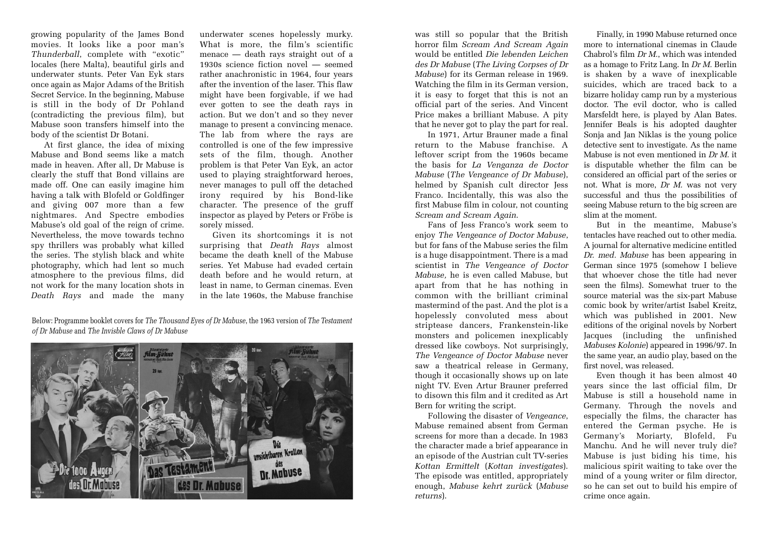growing popularity of the James Bond movies. It looks like a poor man's *Thunderball*, complete with "exotic" locales (here Malta), beautiful girls and underwater stunts. Peter Van Eyk stars once again as Major Adams of the British Secret Service. In the beginning, Mabuse is still in the body of Dr Pohland (contradicting the previous film), but Mabuse soon transfers himself into the body of the scientist Dr Botani.

At first glance, the idea of mixing Mabuse and Bond seems like a match made in heaven. After all, Dr Mabuse is clearly the stuff that Bond villains are made off. One can easily imagine him having a talk with Blofeld or Goldfinger and giving 007 more than a few nightmares. And Spectre embodies Mabuse's old goal of the reign of crime. Nevertheless, the move towards techno spy thrillers was probably what killed the series. The stylish black and white photography, which had lent so much atmosphere to the previous films, did not work for the many location shots in *Death Rays* and made the many underwater scenes hopelessly murky. What is more, the film's scientific menace — death rays straight out of a 1930s science fiction novel — seemed rather anachronistic in 1964, four years after the invention of the laser. This flaw might have been forgivable, if we had ever gotten to see the death rays in action. But we don't and so they never manage to present a convincing menace. The lab from where the rays are controlled is one of the few impressive sets of the film, though. Another problem is that Peter Van Eyk, an actor used to playing straightforward heroes, never manages to pull off the detached irony required by his Bond-like character. The presence of the gruff inspector as played by Peters or Fröbe is sorely missed.

Given its shortcomings it is not surprising that *Death Rays* almost became the death knell of the Mabuse series. Yet Mabuse had evaded certain death before and he would return, at least in name, to German cinemas. Even in the late 1960s, the Mabuse franchise was still so popular that the British horror film *Scream And Scream Again* would be entitled *Die lebenden Leichen des Dr Mabuse* (*The Living Corpses of Dr Mabuse*) for its German release in 1969. Watching the film in its German version, it is easy to forget that this is not an official part of the series. And Vincent Price makes a brilliant Mabuse. A pity that he never got to play the part for real.

Below: Programme booklet covers for *The Thousand Eyes of Dr Mabuse*, the 1963 version of *The Testament of Dr Mabuse* and *The Invisble Claws of Dr Mabuse*

In 1971, Artur Brauner made a final return to the Mabuse franchise. A leftover script from the 1960s became the basis for *La Venganza de Doctor Mabuse* (*The Vengeance of Dr Mabuse*), helmed by Spanish cult director Jess Franco. Incidentally, this was also the first Mabuse film in colour, not counting *Scream and Scream Again*.

Fans of Jess Franco's work seem to enjoy *The Vengeance of Doctor Mabuse*, but for fans of the Mabuse series the film is a huge disappointment. There is a mad scientist in *The Vengeance of Doctor Mabuse,* he is even called Mabuse, but apart from that he has nothing in common with the brilliant criminal mastermind of the past. And the plot is a hopelessly convoluted mess about striptease dancers, Frankenstein-like monsters and policemen inexplicably dressed like cowboys. Not surprisingly, *The Vengeance of Doctor Mabuse* never saw a theatrical release in Germany, though it occasionally shows up on late night TV. Even Artur Brauner preferred to disown this film and it credited as Art Bern for writing the script.

Following the disaster of *Vengeance*, Mabuse remained absent from German screens for more than a decade. In 1983 the character made a brief appearance in an episode of the Austrian cult TV-series *Kottan Ermittelt* (*Kottan investigates*). The episode was entitled, appropriately enough, *Mabuse kehrt zurück* (*Mabuse returns*).

Finally, in 1990 Mabuse returned once more to international cinemas in Claude Chabrol's film *Dr M.*, which was intended as a homage to Fritz Lang. In *Dr M.* Berlin is shaken by a wave of inexplicable suicides, which are traced back to a bizarre holiday camp run by a mysterious doctor. The evil doctor, who is called Marsfeldt here, is played by Alan Bates. Jennifer Beals is his adopted daughter Sonja and Jan Niklas is the young police detective sent to investigate. As the name Mabuse is not even mentioned in *Dr M.* it is disputable whether the film can be considered an official part of the series or not. What is more, *Dr M.* was not very successful and thus the possibilities of seeing Mabuse return to the big screen are slim at the moment.

But in the meantime, Mabuse's tentacles have reached out to other media. A journal for alternative medicine entitled *Dr. med. Mabuse* has been appearing in German since 1975 (somehow I believe that whoever chose the title had never seen the films). Somewhat truer to the source material was the six-part Mabuse comic book by writer/artist Isabel Kreitz, which was published in 2001. New editions of the original novels by Norbert Jacques (including the unfinished *Mabuses Kolonie*) appeared in 1996/97. In the same year, an audio play, based on the first novel, was released.

Even though it has been almost 40 years since the last official film, Dr Mabuse is still a household name in Germany. Through the novels and especially the films, the character has entered the German psyche. He is Germany's Moriarty, Blofeld, Fu Manchu. And he will never truly die? Mabuse is just biding his time, his malicious spirit waiting to take over the mind of a young writer or film director, so he can set out to build his empire of crime once again.